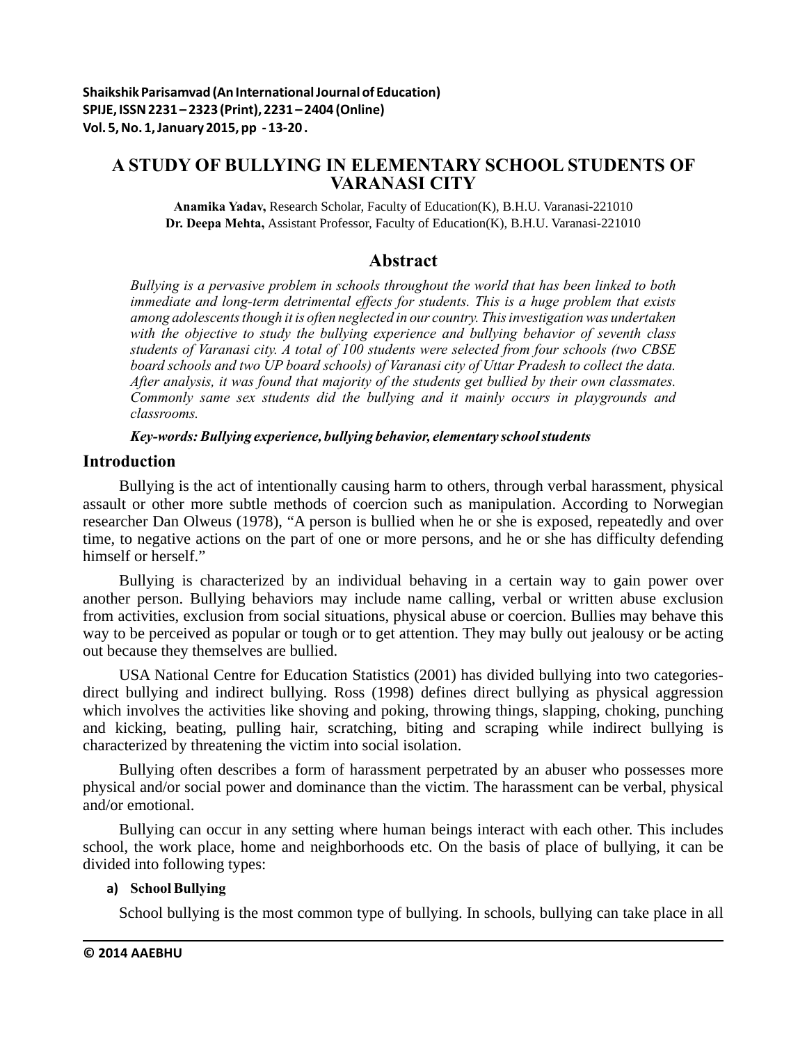# A STUDY OF BULLYING IN ELEMENTARY SCHOOL STUDENTS OF VARANASI CITY

**Anamika Yadav,** Research Scholar, Faculty of Education(K), B.H.U. Varanasi-221010
**Dr. Deepa Mehta,** Assistant Professor, Faculty of Education(K), B.H.U. Varanasi-221010

## Abstract

*Bullying is a pervasive problem in schools throughout the world that has been linked to both immediate and long-term detrimental effects for students. This is a huge problem that exists among adolescents though it is often neglected in our country. This investigation was undertaken with the objective to study the bullying experience and bullying behavior of seventh class students of Varanasi city. A total of 100 students were selected from four schools (two CBSE board schools and two UP board schools) of Varanasi city of Uttar Pradesh to collect the data. After analysis, it was found that majority of the students get bullied by their own classmates. Commonly same sex students did the bullying and it mainly occurs in playgrounds and classrooms.*

***Key-words: Bullying experience, bullying behavior, elementary school students***

## Introduction

Bullying is the act of intentionally causing harm to others, through verbal harassment, physical assault or other more subtle methods of coercion such as manipulation. According to Norwegian researcher Dan Olweus (1978), "A person is bullied when he or she is exposed, repeatedly and over time, to negative actions on the part of one or more persons, and he or she has difficulty defending himself or herself."

Bullying is characterized by an individual behaving in a certain way to gain power over another person. Bullying behaviors may include name calling, verbal or written abuse exclusion from activities, exclusion from social situations, physical abuse or coercion. Bullies may behave this way to be perceived as popular or tough or to get attention. They may bully out jealousy or be acting out because they themselves are bullied.

USA National Centre for Education Statistics (2001) has divided bullying into two categories-direct bullying and indirect bullying. Ross (1998) defines direct bullying as physical aggression which involves the activities like shoving and poking, throwing things, slapping, choking, punching and kicking, beating, pulling hair, scratching, biting and scraping while indirect bullying is characterized by threatening the victim into social isolation.

Bullying often describes a form of harassment perpetrated by an abuser who possesses more physical and/or social power and dominance than the victim. The harassment can be verbal, physical and/or emotional.

Bullying can occur in any setting where human beings interact with each other. This includes school, the work place, home and neighborhoods etc. On the basis of place of bullying, it can be divided into following types:

**a) School Bullying**

School bullying is the most common type of bullying. In schools, bullying can take place in all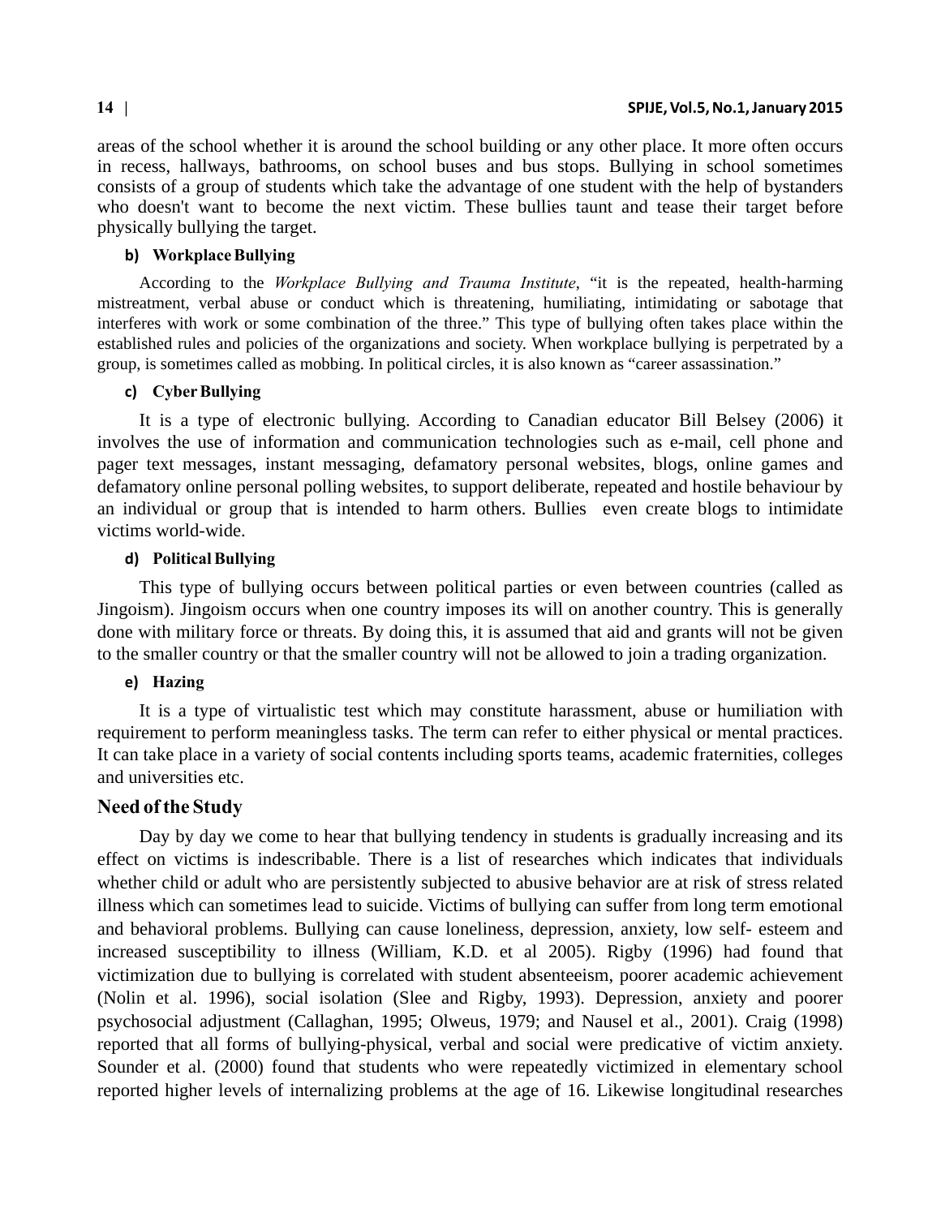areas of the school whether it is around the school building or any other place. It more often occurs in recess, hallways, bathrooms, on school buses and bus stops. Bullying in school sometimes consists of a group of students which take the advantage of one student with the help of bystanders who doesn't want to become the next victim. These bullies taunt and tease their target before physically bullying the target.

**b) Workplace Bullying**

According to the *Workplace Bullying and Trauma Institute*, "it is the repeated, health-harming mistreatment, verbal abuse or conduct which is threatening, humiliating, intimidating or sabotage that interferes with work or some combination of the three." This type of bullying often takes place within the established rules and policies of the organizations and society. When workplace bullying is perpetrated by a group, is sometimes called as mobbing. In political circles, it is also known as "career assassination."

**c) Cyber Bullying**

It is a type of electronic bullying. According to Canadian educator Bill Belsey (2006) it involves the use of information and communication technologies such as e-mail, cell phone and pager text messages, instant messaging, defamatory personal websites, blogs, online games and defamatory online personal polling websites, to support deliberate, repeated and hostile behaviour by an individual or group that is intended to harm others. Bullies even create blogs to intimidate victims world-wide.

**d) Political Bullying**

This type of bullying occurs between political parties or even between countries (called as Jingoism). Jingoism occurs when one country imposes its will on another country. This is generally done with military force or threats. By doing this, it is assumed that aid and grants will not be given to the smaller country or that the smaller country will not be allowed to join a trading organization.

**e) Hazing**

It is a type of virtualistic test which may constitute harassment, abuse or humiliation with requirement to perform meaningless tasks. The term can refer to either physical or mental practices. It can take place in a variety of social contents including sports teams, academic fraternities, colleges and universities etc.

## Need of the Study

Day by day we come to hear that bullying tendency in students is gradually increasing and its effect on victims is indescribable. There is a list of researches which indicates that individuals whether child or adult who are persistently subjected to abusive behavior are at risk of stress related illness which can sometimes lead to suicide. Victims of bullying can suffer from long term emotional and behavioral problems. Bullying can cause loneliness, depression, anxiety, low self- esteem and increased susceptibility to illness (William, K.D. et al 2005). Rigby (1996) had found that victimization due to bullying is correlated with student absenteeism, poorer academic achievement (Nolin et al. 1996), social isolation (Slee and Rigby, 1993). Depression, anxiety and poorer psychosocial adjustment (Callaghan, 1995; Olweus, 1979; and Nausel et al., 2001). Craig (1998) reported that all forms of bullying-physical, verbal and social were predicative of victim anxiety. Sounder et al. (2000) found that students who were repeatedly victimized in elementary school reported higher levels of internalizing problems at the age of 16. Likewise longitudinal researches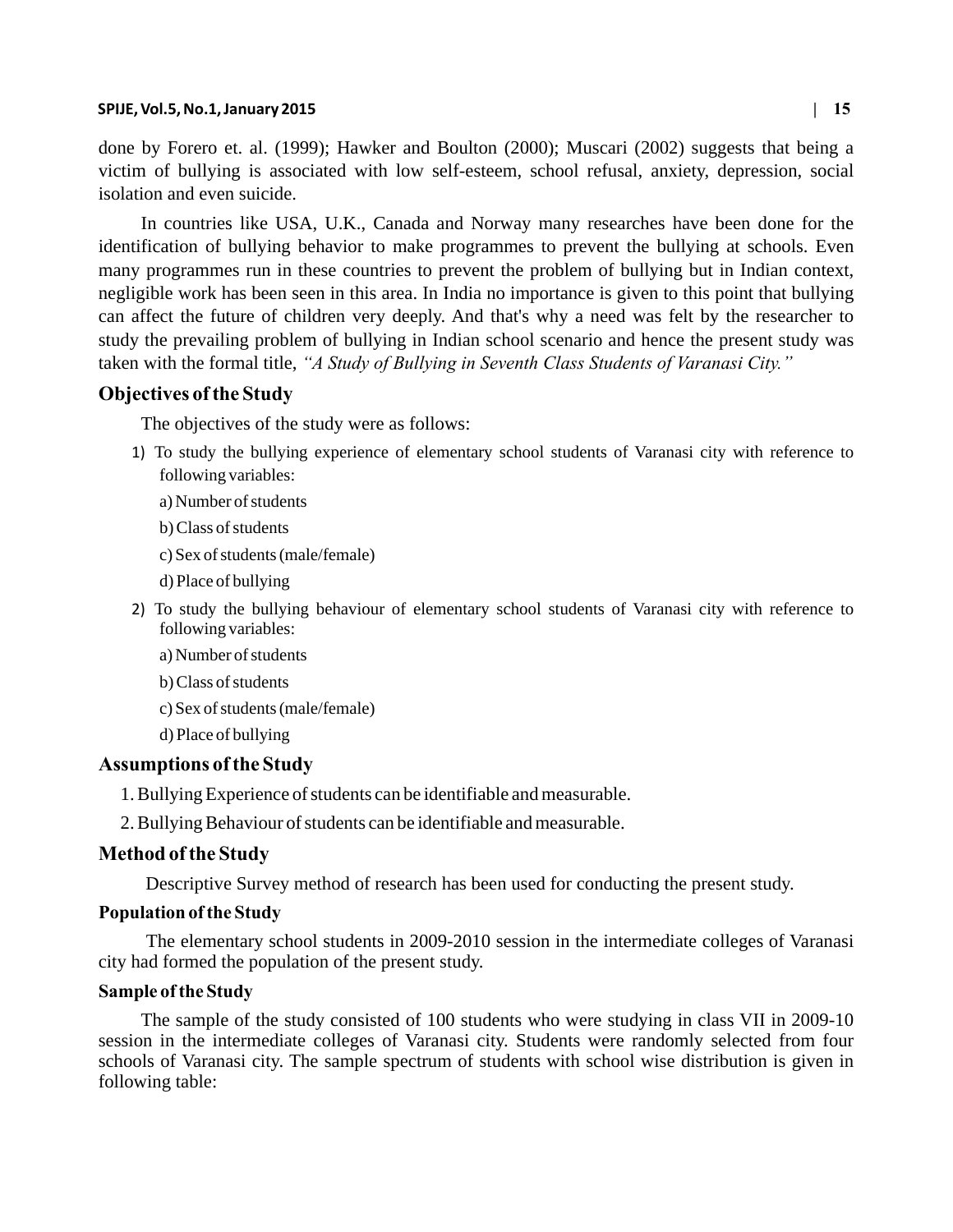done by Forero et. al. (1999); Hawker and Boulton (2000); Muscari (2002) suggests that being a victim of bullying is associated with low self-esteem, school refusal, anxiety, depression, social isolation and even suicide.

In countries like USA, U.K., Canada and Norway many researches have been done for the identification of bullying behavior to make programmes to prevent the bullying at schools. Even many programmes run in these countries to prevent the problem of bullying but in Indian context, negligible work has been seen in this area. In India no importance is given to this point that bullying can affect the future of children very deeply. And that's why a need was felt by the researcher to study the prevailing problem of bullying in Indian school scenario and hence the present study was taken with the formal title, *"A Study of Bullying in Seventh Class Students of Varanasi City."*

## Objectives of the Study

The objectives of the study were as follows:

1) To study the bullying experience of elementary school students of Varanasi city with reference to following variables:

   a) Number of students

   b) Class of students

   c) Sex of students (male/female)

   d) Place of bullying

2) To study the bullying behaviour of elementary school students of Varanasi city with reference to following variables:

   a) Number of students

   b) Class of students

   c) Sex of students (male/female)

   d) Place of bullying

## Assumptions of the Study

1. Bullying Experience of students can be identifiable and measurable.
2. Bullying Behaviour of students can be identifiable and measurable.

## Method of the Study

Descriptive Survey method of research has been used for conducting the present study.

### Population of the Study

The elementary school students in 2009-2010 session in the intermediate colleges of Varanasi city had formed the population of the present study.

### Sample of the Study

The sample of the study consisted of 100 students who were studying in class VII in 2009-10 session in the intermediate colleges of Varanasi city. Students were randomly selected from four schools of Varanasi city. The sample spectrum of students with school wise distribution is given in following table: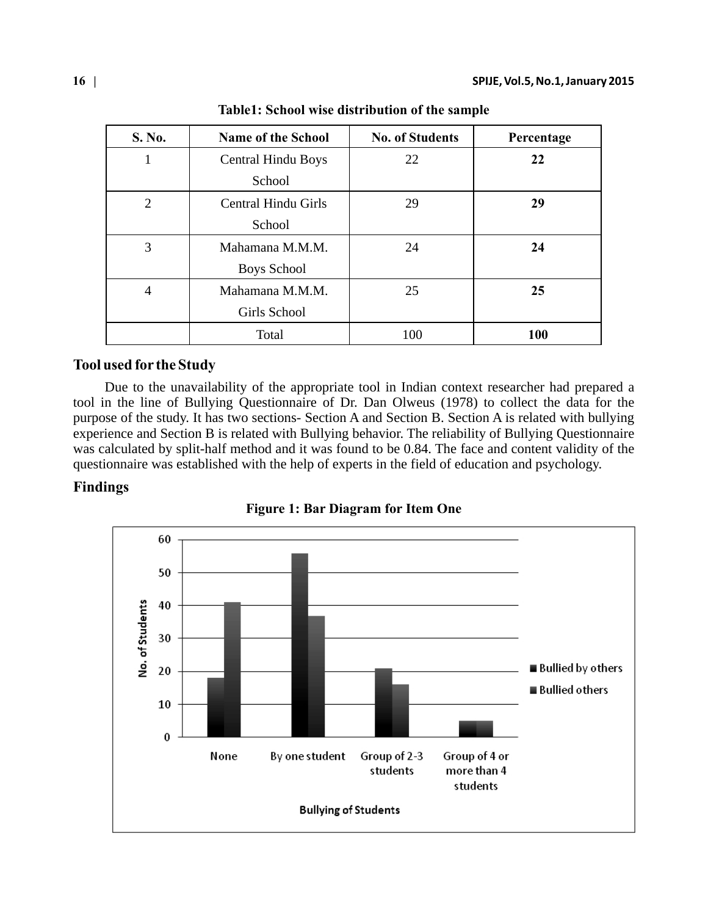**Table1: School wise distribution of the sample**

| S. No. | Name of the School | No. of Students | Percentage |
|---|---|---|---|
| 1 | Central Hindu Boys School | 22 | **22** |
| 2 | Central Hindu Girls School | 29 | **29** |
| 3 | Mahamana M.M.M. Boys School | 24 | **24** |
| 4 | Mahamana M.M.M. Girls School | 25 | **25** |
| | Total | 100 | **100** |

## Tool used for the Study

Due to the unavailability of the appropriate tool in Indian context researcher had prepared a tool in the line of Bullying Questionnaire of Dr. Dan Olweus (1978) to collect the data for the purpose of the study. It has two sections- Section A and Section B. Section A is related with bullying experience and Section B is related with Bullying behavior. The reliability of Bullying Questionnaire was calculated by split-half method and it was found to be 0.84. The face and content validity of the questionnaire was established with the help of experts in the field of education and psychology.

## Findings

**Figure 1: Bar Diagram for Item One**

| Bullying of Students | Bullied by others | Bullied others |
|---|---|---|
| None | 18 | 41 |
| By one student | 56 | 37 |
| Group of 2-3 students | 21 | 16 |
| Group of 4 or more than 4 students | 5 | 5 |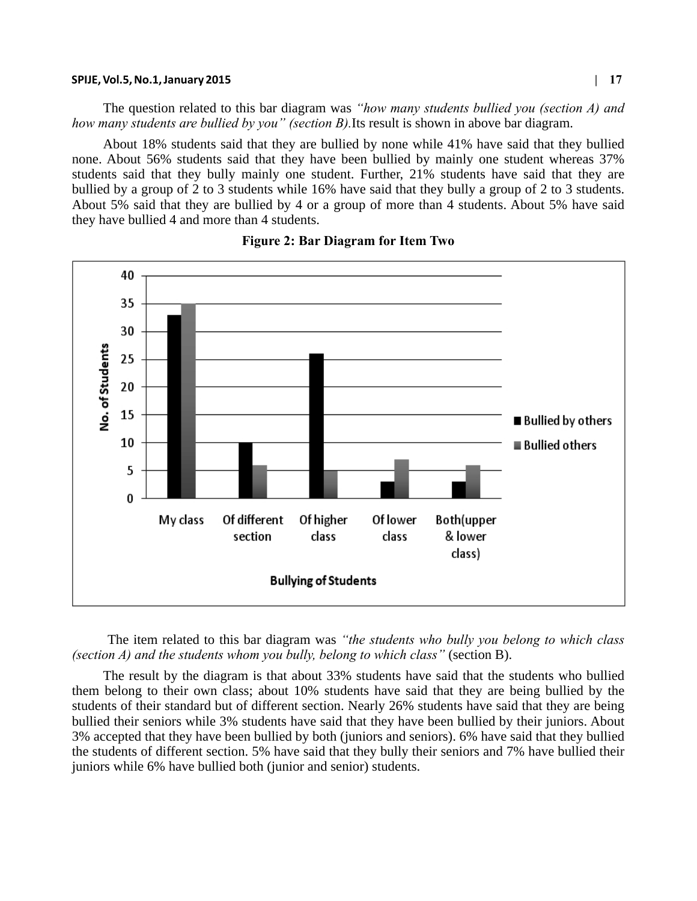The question related to this bar diagram was *"how many students bullied you (section A) and how many students are bullied by you" (section B).*Its result is shown in above bar diagram.

About 18% students said that they are bullied by none while 41% have said that they bullied none. About 56% students said that they have been bullied by mainly one student whereas 37% students said that they bully mainly one student. Further, 21% students have said that they are bullied by a group of 2 to 3 students while 16% have said that they bully a group of 2 to 3 students. About 5% said that they are bullied by 4 or a group of more than 4 students. About 5% have said they have bullied 4 and more than 4 students.

**Figure 2: Bar Diagram for Item Two**

| Bullying of Students | Bullied by others | Bullied others |
|---|---|---|
| My class | 33 | 35 |
| Of different section | 10 | 6 |
| Of higher class | 26 | 5 |
| Of lower class | 3 | 7 |
| Both(upper & lower class) | 3 | 6 |

The item related to this bar diagram was *"the students who bully you belong to which class (section A) and the students whom you bully, belong to which class"* (section B).

The result by the diagram is that about 33% students have said that the students who bullied them belong to their own class; about 10% students have said that they are being bullied by the students of their standard but of different section. Nearly 26% students have said that they are being bullied their seniors while 3% students have said that they have been bullied by their juniors. About 3% accepted that they have been bullied by both (juniors and seniors). 6% have said that they bullied the students of different section. 5% have said that they bully their seniors and 7% have bullied their juniors while 6% have bullied both (junior and senior) students.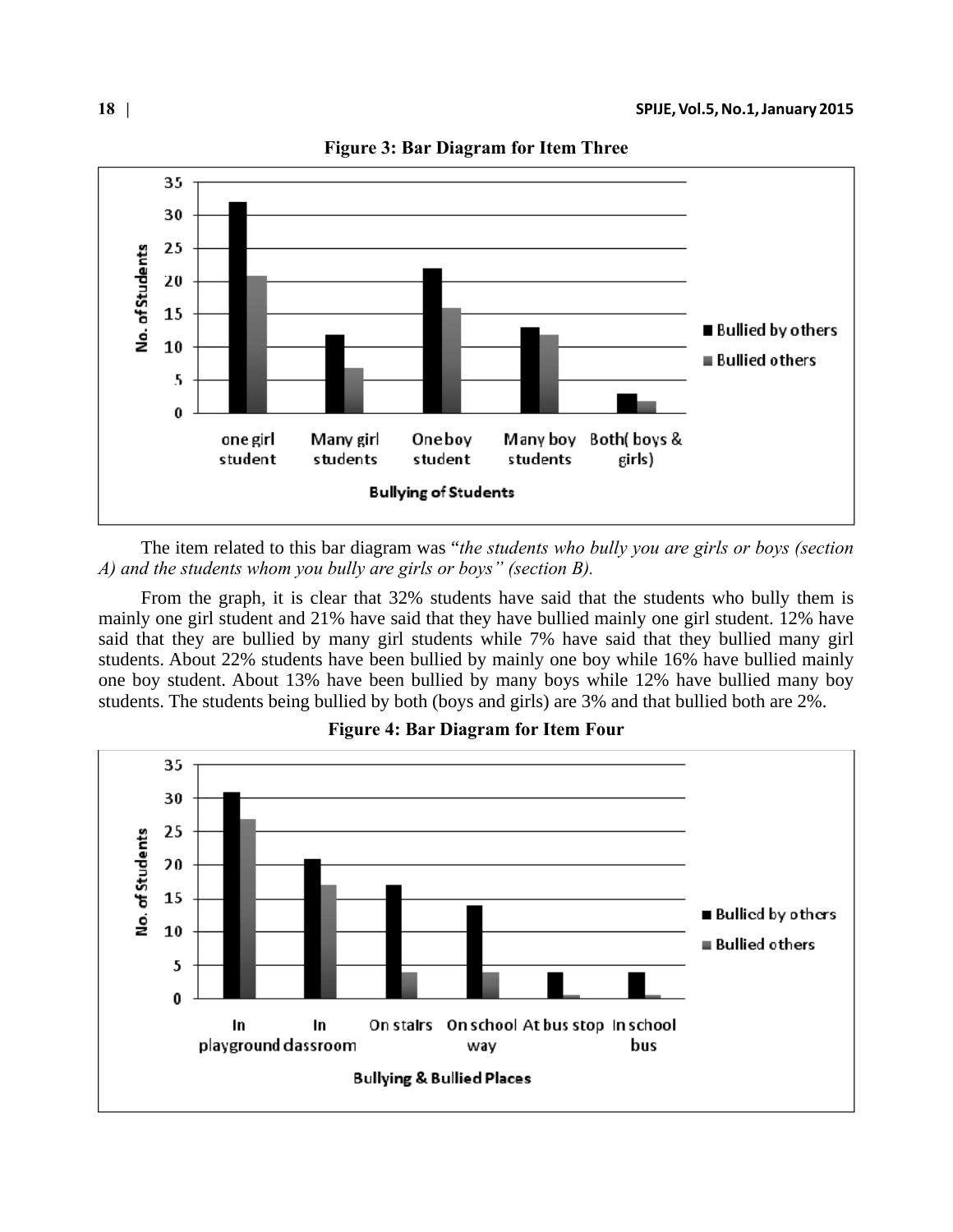**Figure 3: Bar Diagram for Item Three**

The item related to this bar diagram was "*the students who bully you are girls or boys (section A) and the students whom you bully are girls or boys" (section B).*

From the graph, it is clear that 32% students have said that the students who bully them is mainly one girl student and 21% have said that they have bullied mainly one girl student. 12% have said that they are bullied by many girl students while 7% have said that they bullied many girl students. About 22% students have been bullied by mainly one boy while 16% have bullied mainly one boy student. About 13% have been bullied by many boys while 12% have bullied many boy students. The students being bullied by both (boys and girls) are 3% and that bullied both are 2%.

**Figure 4: Bar Diagram for Item Four**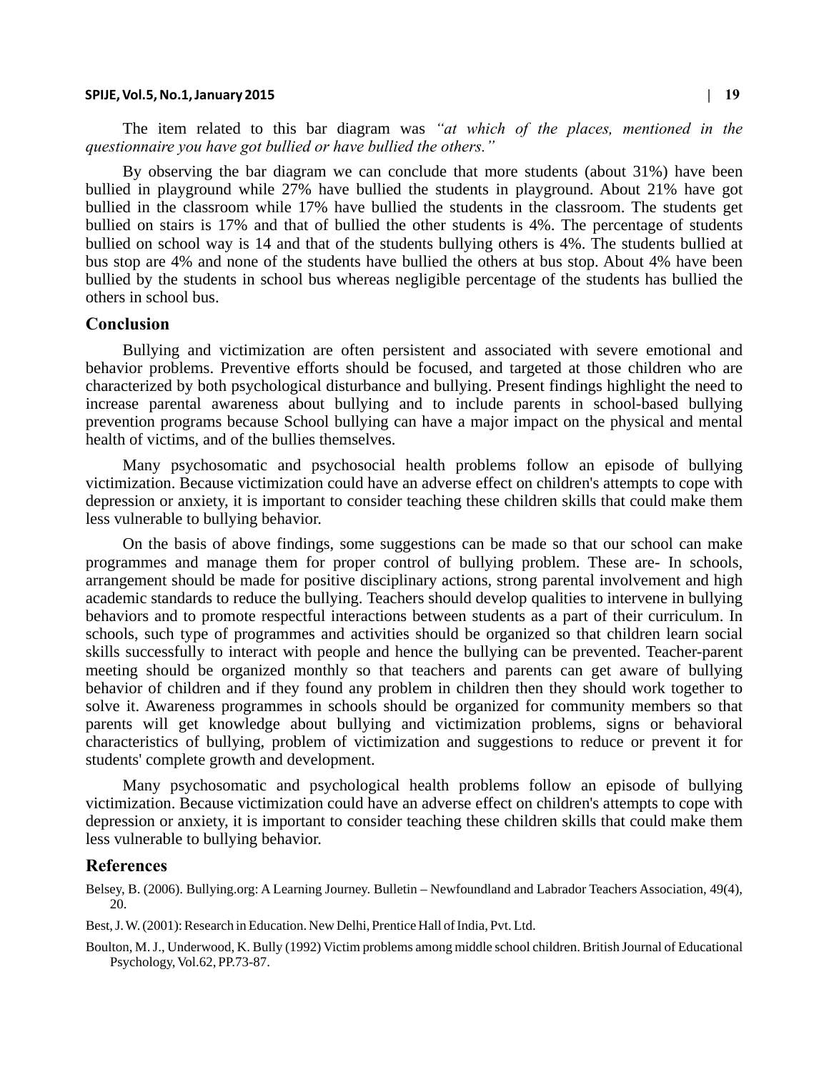The item related to this bar diagram was *"at which of the places, mentioned in the questionnaire you have got bullied or have bullied the others."*

By observing the bar diagram we can conclude that more students (about 31%) have been bullied in playground while 27% have bullied the students in playground. About 21% have got bullied in the classroom while 17% have bullied the students in the classroom. The students get bullied on stairs is 17% and that of bullied the other students is 4%. The percentage of students bullied on school way is 14 and that of the students bullying others is 4%. The students bullied at bus stop are 4% and none of the students have bullied the others at bus stop. About 4% have been bullied by the students in school bus whereas negligible percentage of the students has bullied the others in school bus.

## Conclusion

Bullying and victimization are often persistent and associated with severe emotional and behavior problems. Preventive efforts should be focused, and targeted at those children who are characterized by both psychological disturbance and bullying. Present findings highlight the need to increase parental awareness about bullying and to include parents in school-based bullying prevention programs because School bullying can have a major impact on the physical and mental health of victims, and of the bullies themselves.

Many psychosomatic and psychosocial health problems follow an episode of bullying victimization. Because victimization could have an adverse effect on children's attempts to cope with depression or anxiety, it is important to consider teaching these children skills that could make them less vulnerable to bullying behavior.

On the basis of above findings, some suggestions can be made so that our school can make programmes and manage them for proper control of bullying problem. These are- In schools, arrangement should be made for positive disciplinary actions, strong parental involvement and high academic standards to reduce the bullying. Teachers should develop qualities to intervene in bullying behaviors and to promote respectful interactions between students as a part of their curriculum. In schools, such type of programmes and activities should be organized so that children learn social skills successfully to interact with people and hence the bullying can be prevented. Teacher-parent meeting should be organized monthly so that teachers and parents can get aware of bullying behavior of children and if they found any problem in children then they should work together to solve it. Awareness programmes in schools should be organized for community members so that parents will get knowledge about bullying and victimization problems, signs or behavioral characteristics of bullying, problem of victimization and suggestions to reduce or prevent it for students' complete growth and development.

Many psychosomatic and psychological health problems follow an episode of bullying victimization. Because victimization could have an adverse effect on children's attempts to cope with depression or anxiety, it is important to consider teaching these children skills that could make them less vulnerable to bullying behavior.

## References

Belsey, B. (2006). Bullying.org: A Learning Journey. Bulletin – Newfoundland and Labrador Teachers Association, 49(4), 20.

Best, J. W. (2001): Research in Education. New Delhi, Prentice Hall of India, Pvt. Ltd.

Boulton, M. J., Underwood, K. Bully (1992) Victim problems among middle school children. British Journal of Educational Psychology, Vol.62, PP.73-87.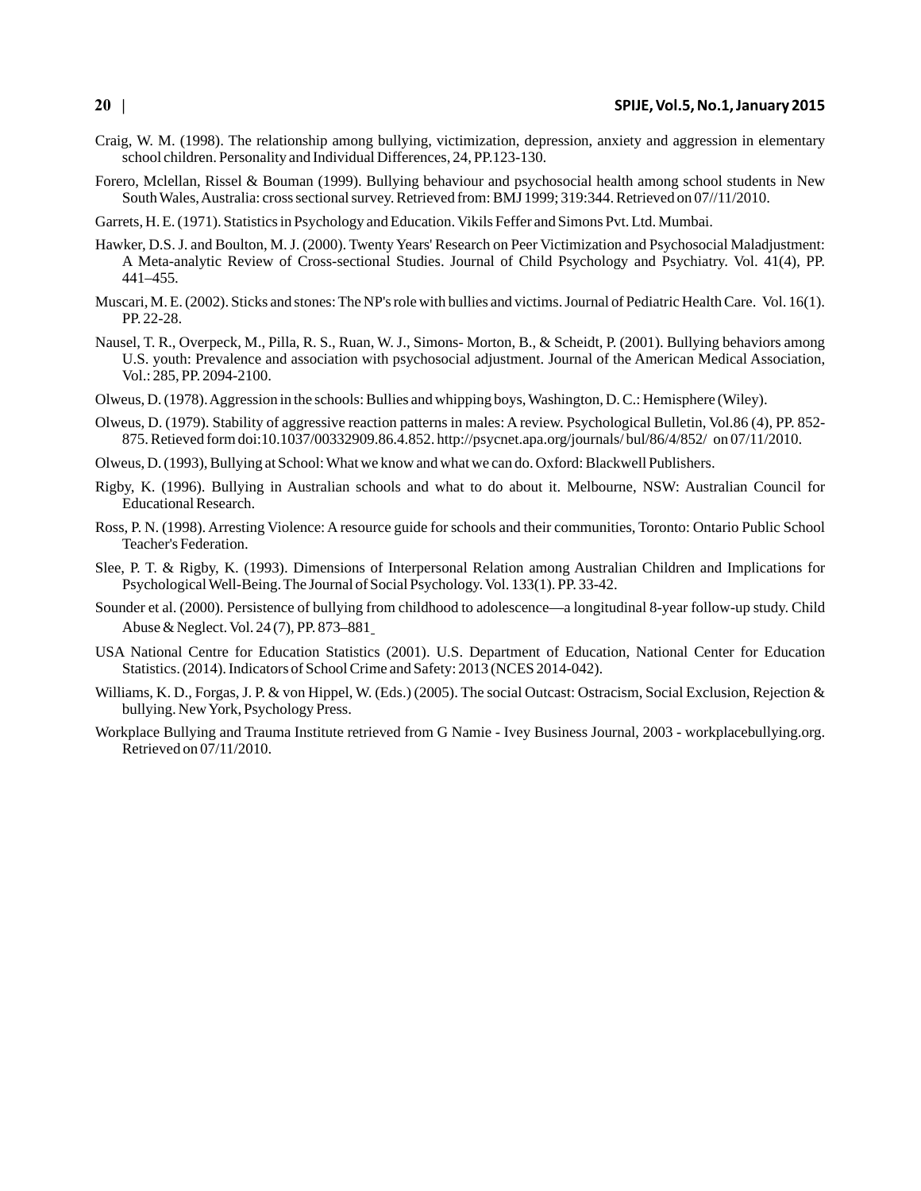Craig, W. M. (1998). The relationship among bullying, victimization, depression, anxiety and aggression in elementary school children. Personality and Individual Differences, 24, PP.123-130.

Forero, Mclellan, Rissel & Bouman (1999). Bullying behaviour and psychosocial health among school students in New South Wales, Australia: cross sectional survey. Retrieved from: BMJ 1999; 319:344. Retrieved on 07//11/2010.

Garrets, H. E. (1971). Statistics in Psychology and Education. Vikils Feffer and Simons Pvt. Ltd. Mumbai.

Hawker, D.S. J. and Boulton, M. J. (2000). Twenty Years' Research on Peer Victimization and Psychosocial Maladjustment: A Meta-analytic Review of Cross-sectional Studies. Journal of Child Psychology and Psychiatry. Vol. 41(4), PP. 441–455.

Muscari, M. E. (2002). Sticks and stones: The NP's role with bullies and victims. Journal of Pediatric Health Care. Vol. 16(1). PP. 22-28.

Nausel, T. R., Overpeck, M., Pilla, R. S., Ruan, W. J., Simons- Morton, B., & Scheidt, P. (2001). Bullying behaviors among U.S. youth: Prevalence and association with psychosocial adjustment. Journal of the American Medical Association, Vol.: 285, PP. 2094-2100.

Olweus, D. (1978). Aggression in the schools: Bullies and whipping boys, Washington, D. C.: Hemisphere (Wiley).

Olweus, D. (1979). Stability of aggressive reaction patterns in males: A review. Psychological Bulletin, Vol.86 (4), PP. 852-875. Retieved form doi:10.1037/00332909.86.4.852. http://psycnet.apa.org/journals/ bul/86/4/852/ on 07/11/2010.

Olweus, D. (1993), Bullying at School: What we know and what we can do. Oxford: Blackwell Publishers.

Rigby, K. (1996). Bullying in Australian schools and what to do about it. Melbourne, NSW: Australian Council for Educational Research.

Ross, P. N. (1998). Arresting Violence: A resource guide for schools and their communities, Toronto: Ontario Public School Teacher's Federation.

Slee, P. T. & Rigby, K. (1993). Dimensions of Interpersonal Relation among Australian Children and Implications for Psychological Well-Being. The Journal of Social Psychology. Vol. 133(1). PP. 33-42.

Sounder et al. (2000). Persistence of bullying from childhood to adolescence—a longitudinal 8-year follow-up study. Child Abuse & Neglect. Vol. 24 (7), PP. 873–881

USA National Centre for Education Statistics (2001). U.S. Department of Education, National Center for Education Statistics. (2014). Indicators of School Crime and Safety: 2013 (NCES 2014-042).

Williams, K. D., Forgas, J. P. & von Hippel, W. (Eds.) (2005). The social Outcast: Ostracism, Social Exclusion, Rejection & bullying. New York, Psychology Press.

Workplace Bullying and Trauma Institute retrieved from G Namie - Ivey Business Journal, 2003 - workplacebullying.org. Retrieved on 07/11/2010.